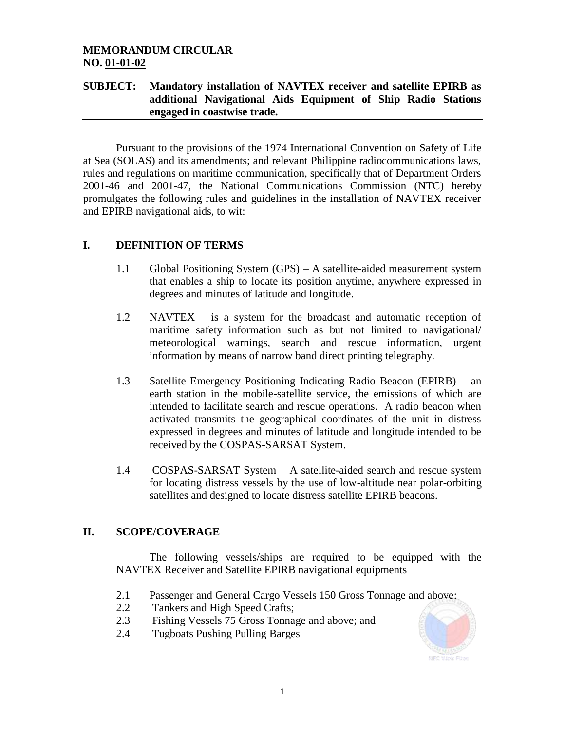**MEMORANDUM CIRCULAR**
**NO. 01-01-02**

**SUBJECT: Mandatory installation of NAVTEX receiver and satellite EPIRB as additional Navigational Aids Equipment of Ship Radio Stations engaged in coastwise trade.**

Pursuant to the provisions of the 1974 International Convention on Safety of Life at Sea (SOLAS) and its amendments; and relevant Philippine radiocommunications laws, rules and regulations on maritime communication, specifically that of Department Orders 2001-46 and 2001-47, the National Communications Commission (NTC) hereby promulgates the following rules and guidelines in the installation of NAVTEX receiver and EPIRB navigational aids, to wit:

## I. DEFINITION OF TERMS

1.1 Global Positioning System (GPS) – A satellite-aided measurement system that enables a ship to locate its position anytime, anywhere expressed in degrees and minutes of latitude and longitude.

1.2 NAVTEX – is a system for the broadcast and automatic reception of maritime safety information such as but not limited to navigational/ meteorological warnings, search and rescue information, urgent information by means of narrow band direct printing telegraphy.

1.3 Satellite Emergency Positioning Indicating Radio Beacon (EPIRB) – an earth station in the mobile-satellite service, the emissions of which are intended to facilitate search and rescue operations. A radio beacon when activated transmits the geographical coordinates of the unit in distress expressed in degrees and minutes of latitude and longitude intended to be received by the COSPAS-SARSAT System.

1.4 COSPAS-SARSAT System – A satellite-aided search and rescue system for locating distress vessels by the use of low-altitude near polar-orbiting satellites and designed to locate distress satellite EPIRB beacons.

## II. SCOPE/COVERAGE

The following vessels/ships are required to be equipped with the NAVTEX Receiver and Satellite EPIRB navigational equipments

2.1 Passenger and General Cargo Vessels 150 Gross Tonnage and above;
2.2 Tankers and High Speed Crafts;
2.3 Fishing Vessels 75 Gross Tonnage and above; and
2.4 Tugboats Pushing Pulling Barges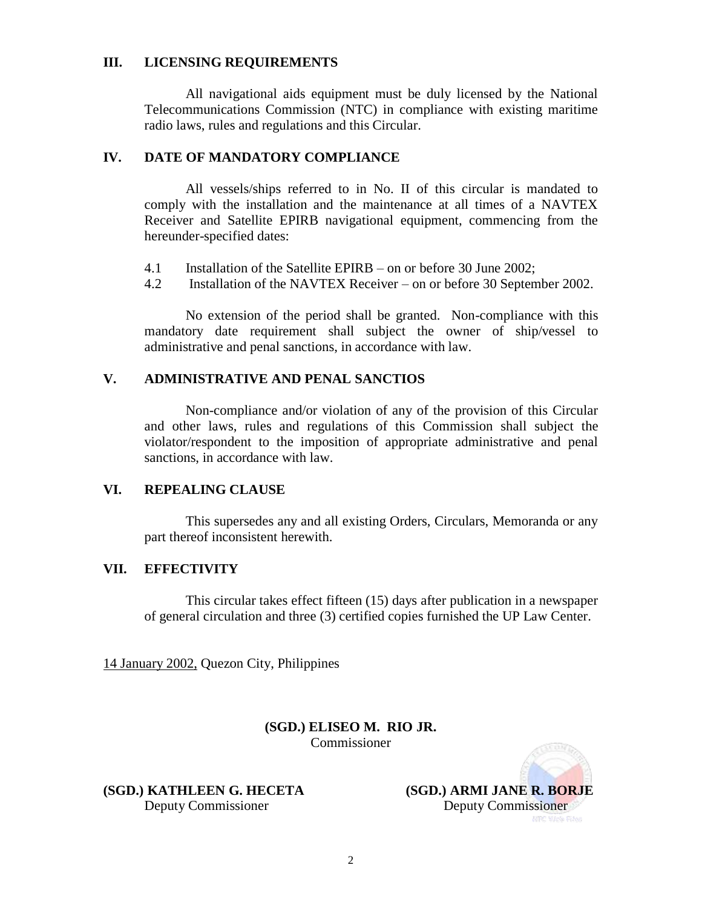## III. LICENSING REQUIREMENTS

All navigational aids equipment must be duly licensed by the National Telecommunications Commission (NTC) in compliance with existing maritime radio laws, rules and regulations and this Circular.

## IV. DATE OF MANDATORY COMPLIANCE

All vessels/ships referred to in No. II of this circular is mandated to comply with the installation and the maintenance at all times of a NAVTEX Receiver and Satellite EPIRB navigational equipment, commencing from the hereunder-specified dates:

4.1 Installation of the Satellite EPIRB – on or before 30 June 2002;
4.2 Installation of the NAVTEX Receiver – on or before 30 September 2002.

No extension of the period shall be granted. Non-compliance with this mandatory date requirement shall subject the owner of ship/vessel to administrative and penal sanctions, in accordance with law.

## V. ADMINISTRATIVE AND PENAL SANCTIOS

Non-compliance and/or violation of any of the provision of this Circular and other laws, rules and regulations of this Commission shall subject the violator/respondent to the imposition of appropriate administrative and penal sanctions, in accordance with law.

## VI. REPEALING CLAUSE

This supersedes any and all existing Orders, Circulars, Memoranda or any part thereof inconsistent herewith.

## VII. EFFECTIVITY

This circular takes effect fifteen (15) days after publication in a newspaper of general circulation and three (3) certified copies furnished the UP Law Center.

14 January 2002, Quezon City, Philippines

**(SGD.) ELISEO M. RIO JR.**
Commissioner

**(SGD.) KATHLEEN G. HECETA**
Deputy Commissioner

**(SGD.) ARMI JANE R. BORJE**
Deputy Commissioner